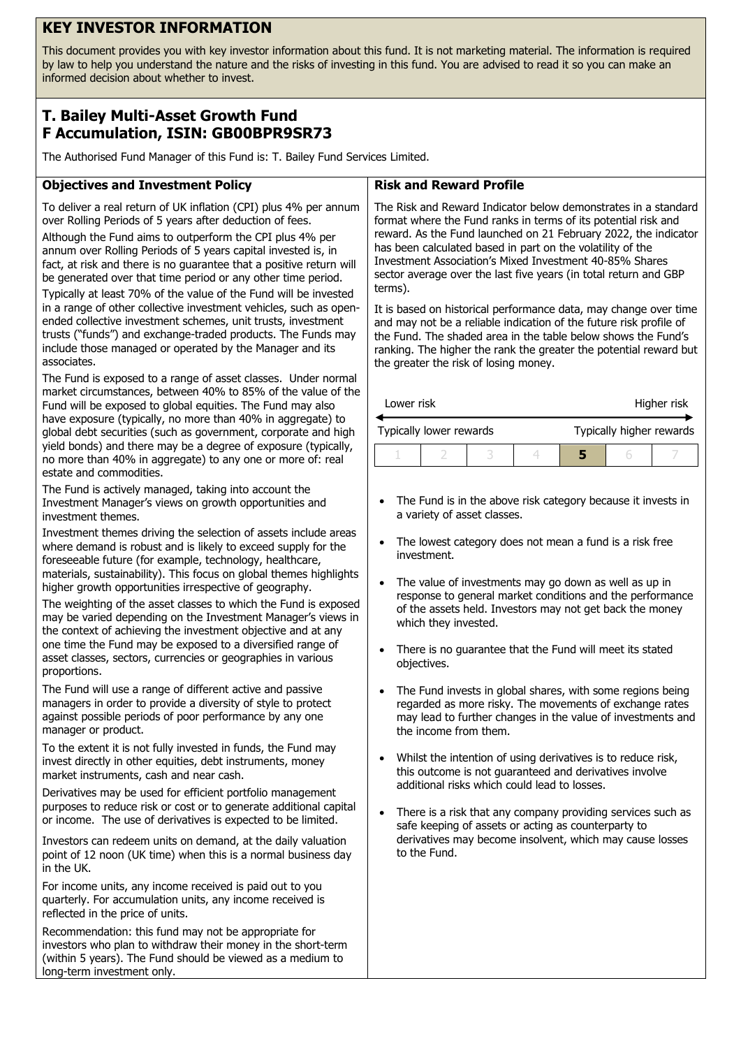# KEY INVESTOR INFORMATION

This document provides you with key investor information about this fund. It is not marketing material. The information is required by law to help you understand the nature and the risks of investing in this fund. You are advised to read it so you can make an informed decision about whether to invest.

## T. Bailey Multi-Asset Growth Fund F Accumulation, ISIN: GB00BPR9SR73

The Authorised Fund Manager of this Fund is: T. Bailey Fund Services Limited.

### Objectives and Investment Policy

To deliver a real return of UK inflation (CPI) plus 4% per annum over Rolling Periods of 5 years after deduction of fees.

Although the Fund aims to outperform the CPI plus 4% per annum over Rolling Periods of 5 years capital invested is, in fact, at risk and there is no guarantee that a positive return will be generated over that time period or any other time period.

Typically at least 70% of the value of the Fund will be invested in a range of other collective investment vehicles, such as open-ended collective investment schemes, unit trusts, investment trusts ("funds") and exchange-traded products. The Funds may include those managed or operated by the Manager and its associates.

The Fund is exposed to a range of asset classes. Under normal market circumstances, between 40% to 85% of the value of the Fund will be exposed to global equities. The Fund may also have exposure (typically, no more than 40% in aggregate) to global debt securities (such as government, corporate and high yield bonds) and there may be a degree of exposure (typically, no more than 40% in aggregate) to any one or more of: real estate and commodities.

The Fund is actively managed, taking into account the Investment Manager's views on growth opportunities and investment themes.

Investment themes driving the selection of assets include areas where demand is robust and is likely to exceed supply for the foreseeable future (for example, technology, healthcare, materials, sustainability). This focus on global themes highlights higher growth opportunities irrespective of geography.

The weighting of the asset classes to which the Fund is exposed may be varied depending on the Investment Manager's views in the context of achieving the investment objective and at any one time the Fund may be exposed to a diversified range of asset classes, sectors, currencies or geographies in various proportions.

The Fund will use a range of different active and passive managers in order to provide a diversity of style to protect against possible periods of poor performance by any one manager or product.

To the extent it is not fully invested in funds, the Fund may invest directly in other equities, debt instruments, money market instruments, cash and near cash.

Derivatives may be used for efficient portfolio management purposes to reduce risk or cost or to generate additional capital or income. The use of derivatives is expected to be limited.

Investors can redeem units on demand, at the daily valuation point of 12 noon (UK time) when this is a normal business day in the UK.

For income units, any income received is paid out to you quarterly. For accumulation units, any income received is reflected in the price of units.

Recommendation: this fund may not be appropriate for investors who plan to withdraw their money in the short-term (within 5 years). The Fund should be viewed as a medium to long-term investment only.

### Risk and Reward Profile

The Risk and Reward Indicator below demonstrates in a standard format where the Fund ranks in terms of its potential risk and reward. As the Fund launched on 21 February 2022, the indicator has been calculated based in part on the volatility of the Investment Association's Mixed Investment 40-85% Shares sector average over the last five years (in total return and GBP terms).

It is based on historical performance data, may change over time and may not be a reliable indication of the future risk profile of the Fund. The shaded area in the table below shows the Fund's ranking. The higher the rank the greater the potential reward but the greater the risk of losing money.

Lower risk ← → Higher risk

Typically lower rewards ← → Typically higher rewards

| 1 | 2 | 3 | 4 | **5** | 6 | 7 |
|---|---|---|---|---|---|---|

- The Fund is in the above risk category because it invests in a variety of asset classes.
- The lowest category does not mean a fund is a risk free investment.
- The value of investments may go down as well as up in response to general market conditions and the performance of the assets held. Investors may not get back the money which they invested.
- There is no guarantee that the Fund will meet its stated objectives.
- The Fund invests in global shares, with some regions being regarded as more risky. The movements of exchange rates may lead to further changes in the value of investments and the income from them.
- Whilst the intention of using derivatives is to reduce risk, this outcome is not guaranteed and derivatives involve additional risks which could lead to losses.
- There is a risk that any company providing services such as safe keeping of assets or acting as counterparty to derivatives may become insolvent, which may cause losses to the Fund.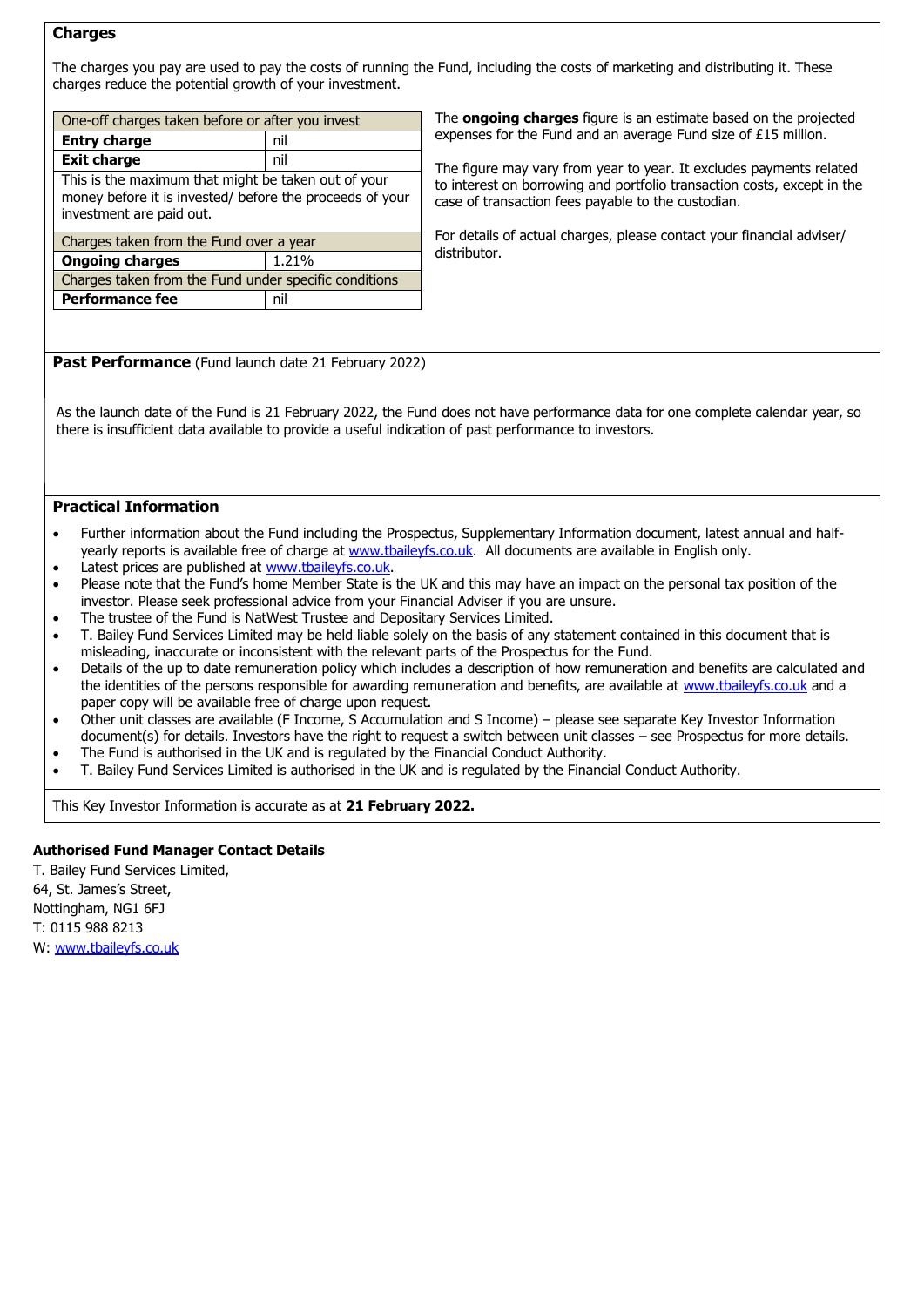## Charges

The charges you pay are used to pay the costs of running the Fund, including the costs of marketing and distributing it. These charges reduce the potential growth of your investment.

| One-off charges taken before or after you invest | |
|---|---|
| **Entry charge** | nil |
| **Exit charge** | nil |
| This is the maximum that might be taken out of your money before it is invested/ before the proceeds of your investment are paid out. | |
| Charges taken from the Fund over a year | |
| **Ongoing charges** | 1.21% |
| Charges taken from the Fund under specific conditions | |
| **Performance fee** | nil |

The **ongoing charges** figure is an estimate based on the projected expenses for the Fund and an average Fund size of £15 million.

The figure may vary from year to year. It excludes payments related to interest on borrowing and portfolio transaction costs, except in the case of transaction fees payable to the custodian.

For details of actual charges, please contact your financial adviser/ distributor.

## Past Performance (Fund launch date 21 February 2022)

As the launch date of the Fund is 21 February 2022, the Fund does not have performance data for one complete calendar year, so there is insufficient data available to provide a useful indication of past performance to investors.

## Practical Information

- Further information about the Fund including the Prospectus, Supplementary Information document, latest annual and half-yearly reports is available free of charge at www.tbaileyfs.co.uk. All documents are available in English only.
- Latest prices are published at www.tbaileyfs.co.uk.
- Please note that the Fund's home Member State is the UK and this may have an impact on the personal tax position of the investor. Please seek professional advice from your Financial Adviser if you are unsure.
- The trustee of the Fund is NatWest Trustee and Depositary Services Limited.
- T. Bailey Fund Services Limited may be held liable solely on the basis of any statement contained in this document that is misleading, inaccurate or inconsistent with the relevant parts of the Prospectus for the Fund.
- Details of the up to date remuneration policy which includes a description of how remuneration and benefits are calculated and the identities of the persons responsible for awarding remuneration and benefits, are available at www.tbaileyfs.co.uk and a paper copy will be available free of charge upon request.
- Other unit classes are available (F Income, S Accumulation and S Income) – please see separate Key Investor Information document(s) for details. Investors have the right to request a switch between unit classes – see Prospectus for more details.
- The Fund is authorised in the UK and is regulated by the Financial Conduct Authority.
- T. Bailey Fund Services Limited is authorised in the UK and is regulated by the Financial Conduct Authority.

This Key Investor Information is accurate as at **21 February 2022.**

**Authorised Fund Manager Contact Details**

T. Bailey Fund Services Limited,
64, St. James's Street,
Nottingham, NG1 6FJ
T: 0115 988 8213
W: www.tbaileyfs.co.uk